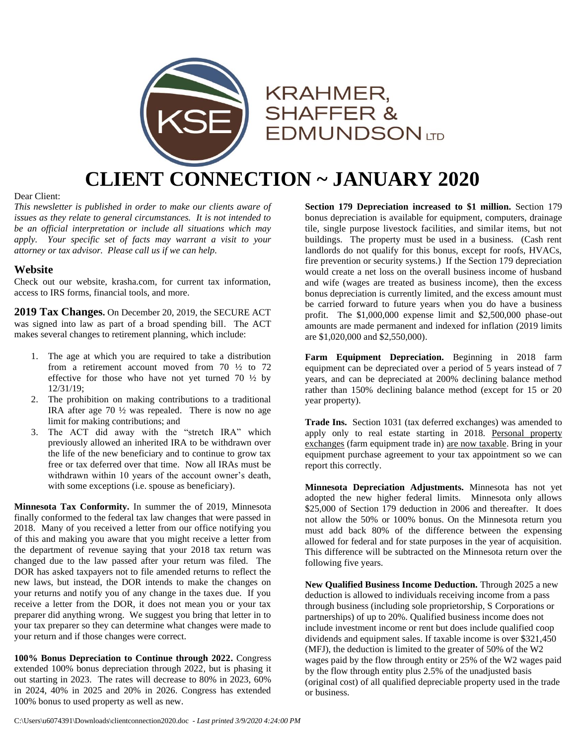KRAHMER, SHAFFER & EDMUNDSON LTD

# CLIENT CONNECTION ~ JANUARY 2020

Dear Client:

*This newsletter is published in order to make our clients aware of issues as they relate to general circumstances. It is not intended to be an official interpretation or include all situations which may apply. Your specific set of facts may warrant a visit to your attorney or tax advisor. Please call us if we can help.*

## Website

Check out our website, krasha.com, for current tax information, access to IRS forms, financial tools, and more.

**2019 Tax Changes.** On December 20, 2019, the SECURE ACT was signed into law as part of a broad spending bill. The ACT makes several changes to retirement planning, which include:

1. The age at which you are required to take a distribution from a retirement account moved from 70 ½ to 72 effective for those who have not yet turned 70 ½ by 12/31/19;
2. The prohibition on making contributions to a traditional IRA after age 70 ½ was repealed. There is now no age limit for making contributions; and
3. The ACT did away with the "stretch IRA" which previously allowed an inherited IRA to be withdrawn over the life of the new beneficiary and to continue to grow tax free or tax deferred over that time. Now all IRAs must be withdrawn within 10 years of the account owner's death, with some exceptions (i.e. spouse as beneficiary).

**Minnesota Tax Conformity.** In summer the of 2019, Minnesota finally conformed to the federal tax law changes that were passed in 2018. Many of you received a letter from our office notifying you of this and making you aware that you might receive a letter from the department of revenue saying that your 2018 tax return was changed due to the law passed after your return was filed. The DOR has asked taxpayers not to file amended returns to reflect the new laws, but instead, the DOR intends to make the changes on your returns and notify you of any change in the taxes due. If you receive a letter from the DOR, it does not mean you or your tax preparer did anything wrong. We suggest you bring that letter in to your tax preparer so they can determine what changes were made to your return and if those changes were correct.

**100% Bonus Depreciation to Continue through 2022.** Congress extended 100% bonus depreciation through 2022, but is phasing it out starting in 2023. The rates will decrease to 80% in 2023, 60% in 2024, 40% in 2025 and 20% in 2026. Congress has extended 100% bonus to used property as well as new.

**Section 179 Depreciation increased to $1 million.** Section 179 bonus depreciation is available for equipment, computers, drainage tile, single purpose livestock facilities, and similar items, but not buildings. The property must be used in a business. (Cash rent landlords do not qualify for this bonus, except for roofs, HVACs, fire prevention or security systems.) If the Section 179 depreciation would create a net loss on the overall business income of husband and wife (wages are treated as business income), then the excess bonus depreciation is currently limited, and the excess amount must be carried forward to future years when you do have a business profit. The $1,000,000 expense limit and $2,500,000 phase-out amounts are made permanent and indexed for inflation (2019 limits are $1,020,000 and $2,550,000).

**Farm Equipment Depreciation.** Beginning in 2018 farm equipment can be depreciated over a period of 5 years instead of 7 years, and can be depreciated at 200% declining balance method rather than 150% declining balance method (except for 15 or 20 year property).

**Trade Ins.** Section 1031 (tax deferred exchanges) was amended to apply only to real estate starting in 2018. Personal property exchanges (farm equipment trade in) are now taxable. Bring in your equipment purchase agreement to your tax appointment so we can report this correctly.

**Minnesota Depreciation Adjustments.** Minnesota has not yet adopted the new higher federal limits. Minnesota only allows $25,000 of Section 179 deduction in 2006 and thereafter. It does not allow the 50% or 100% bonus. On the Minnesota return you must add back 80% of the difference between the expensing allowed for federal and for state purposes in the year of acquisition. This difference will be subtracted on the Minnesota return over the following five years.

**New Qualified Business Income Deduction.** Through 2025 a new deduction is allowed to individuals receiving income from a pass through business (including sole proprietorship, S Corporations or partnerships) of up to 20%. Qualified business income does not include investment income or rent but does include qualified coop dividends and equipment sales. If taxable income is over $321,450 (MFJ), the deduction is limited to the greater of 50% of the W2 wages paid by the flow through entity or 25% of the W2 wages paid by the flow through entity plus 2.5% of the unadjusted basis (original cost) of all qualified depreciable property used in the trade or business.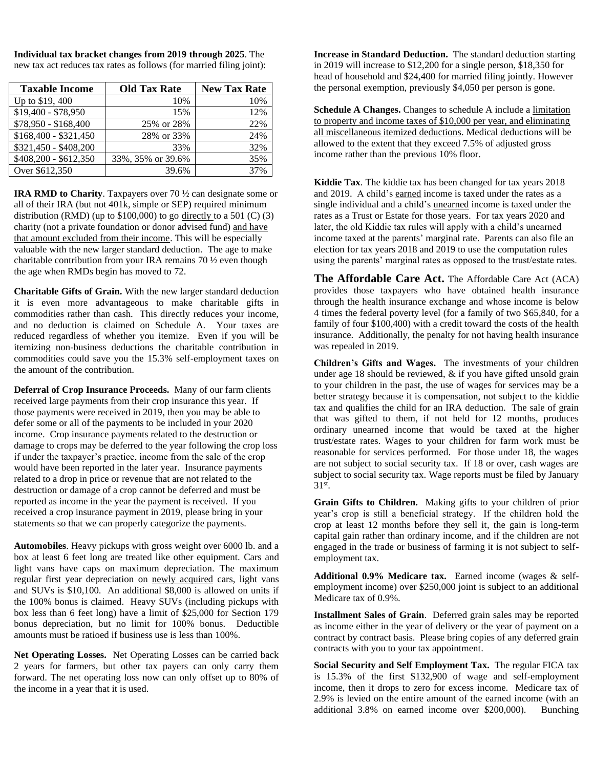**Individual tax bracket changes from 2019 through 2025**. The new tax act reduces tax rates as follows (for married filing joint):

| Taxable Income | Old Tax Rate | New Tax Rate |
|---|---|---|
| Up to $19, 400 | 10% | 10% |
| $19,400 - $78,950 | 15% | 12% |
| $78,950 - $168,400 | 25% or 28% | 22% |
| $168,400 - $321,450 | 28% or 33% | 24% |
| $321,450 - $408,200 | 33% | 32% |
| $408,200 - $612,350 | 33%, 35% or 39.6% | 35% |
| Over $612,350 | 39.6% | 37% |

**IRA RMD to Charity**. Taxpayers over 70 ½ can designate some or all of their IRA (but not 401k, simple or SEP) required minimum distribution (RMD) (up to $100,000) to go directly to a 501 (C) (3) charity (not a private foundation or donor advised fund) and have that amount excluded from their income. This will be especially valuable with the new larger standard deduction. The age to make charitable contribution from your IRA remains 70 ½ even though the age when RMDs begin has moved to 72.

**Charitable Gifts of Grain.** With the new larger standard deduction it is even more advantageous to make charitable gifts in commodities rather than cash. This directly reduces your income, and no deduction is claimed on Schedule A. Your taxes are reduced regardless of whether you itemize. Even if you will be itemizing non-business deductions the charitable contribution in commodities could save you the 15.3% self-employment taxes on the amount of the contribution.

**Deferral of Crop Insurance Proceeds.** Many of our farm clients received large payments from their crop insurance this year. If those payments were received in 2019, then you may be able to defer some or all of the payments to be included in your 2020 income. Crop insurance payments related to the destruction or damage to crops may be deferred to the year following the crop loss if under the taxpayer's practice, income from the sale of the crop would have been reported in the later year. Insurance payments related to a drop in price or revenue that are not related to the destruction or damage of a crop cannot be deferred and must be reported as income in the year the payment is received. If you received a crop insurance payment in 2019, please bring in your statements so that we can properly categorize the payments.

**Automobiles**. Heavy pickups with gross weight over 6000 lb. and a box at least 6 feet long are treated like other equipment. Cars and light vans have caps on maximum depreciation. The maximum regular first year depreciation on newly acquired cars, light vans and SUVs is $10,100. An additional $8,000 is allowed on units if the 100% bonus is claimed. Heavy SUVs (including pickups with box less than 6 feet long) have a limit of $25,000 for Section 179 bonus depreciation, but no limit for 100% bonus. Deductible amounts must be ratioed if business use is less than 100%.

**Net Operating Losses.** Net Operating Losses can be carried back 2 years for farmers, but other tax payers can only carry them forward. The net operating loss now can only offset up to 80% of the income in a year that it is used.

**Increase in Standard Deduction.** The standard deduction starting in 2019 will increase to $12,200 for a single person, $18,350 for head of household and $24,400 for married filing jointly. However the personal exemption, previously $4,050 per person is gone.

**Schedule A Changes.** Changes to schedule A include a limitation to property and income taxes of $10,000 per year, and eliminating all miscellaneous itemized deductions. Medical deductions will be allowed to the extent that they exceed 7.5% of adjusted gross income rather than the previous 10% floor.

**Kiddie Tax**. The kiddie tax has been changed for tax years 2018 and 2019. A child's earned income is taxed under the rates as a single individual and a child's unearned income is taxed under the rates as a Trust or Estate for those years. For tax years 2020 and later, the old Kiddie tax rules will apply with a child's unearned income taxed at the parents' marginal rate. Parents can also file an election for tax years 2018 and 2019 to use the computation rules using the parents' marginal rates as opposed to the trust/estate rates.

**The Affordable Care Act.** The Affordable Care Act (ACA) provides those taxpayers who have obtained health insurance through the health insurance exchange and whose income is below 4 times the federal poverty level (for a family of two $65,840, for a family of four $100,400) with a credit toward the costs of the health insurance. Additionally, the penalty for not having health insurance was repealed in 2019.

**Children's Gifts and Wages.** The investments of your children under age 18 should be reviewed, & if you have gifted unsold grain to your children in the past, the use of wages for services may be a better strategy because it is compensation, not subject to the kiddie tax and qualifies the child for an IRA deduction. The sale of grain that was gifted to them, if not held for 12 months, produces ordinary unearned income that would be taxed at the higher trust/estate rates. Wages to your children for farm work must be reasonable for services performed. For those under 18, the wages are not subject to social security tax. If 18 or over, cash wages are subject to social security tax. Wage reports must be filed by January 31st.

**Grain Gifts to Children.** Making gifts to your children of prior year's crop is still a beneficial strategy. If the children hold the crop at least 12 months before they sell it, the gain is long-term capital gain rather than ordinary income, and if the children are not engaged in the trade or business of farming it is not subject to self-employment tax.

**Additional 0.9% Medicare tax.** Earned income (wages & self-employment income) over $250,000 joint is subject to an additional Medicare tax of 0.9%.

**Installment Sales of Grain**. Deferred grain sales may be reported as income either in the year of delivery or the year of payment on a contract by contract basis. Please bring copies of any deferred grain contracts with you to your tax appointment.

**Social Security and Self Employment Tax.** The regular FICA tax is 15.3% of the first $132,900 of wage and self-employment income, then it drops to zero for excess income. Medicare tax of 2.9% is levied on the entire amount of the earned income (with an additional 3.8% on earned income over $200,000). Bunching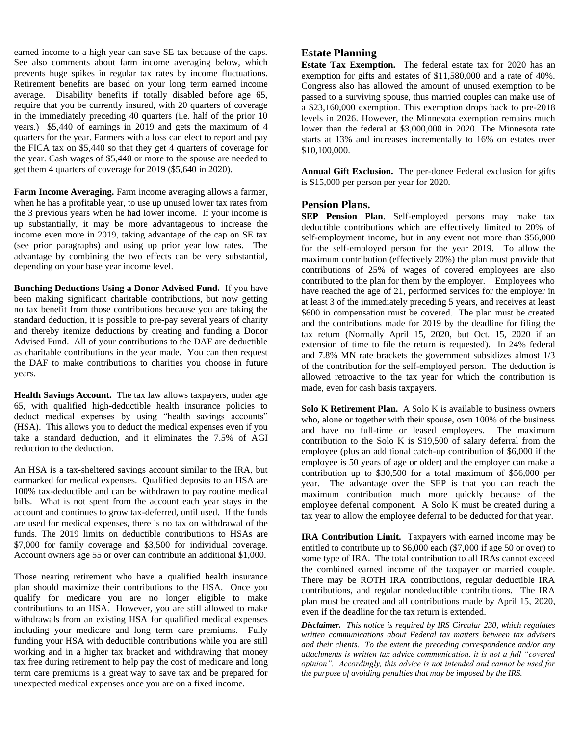earned income to a high year can save SE tax because of the caps. See also comments about farm income averaging below, which prevents huge spikes in regular tax rates by income fluctuations. Retirement benefits are based on your long term earned income average. Disability benefits if totally disabled before age 65, require that you be currently insured, with 20 quarters of coverage in the immediately preceding 40 quarters (i.e. half of the prior 10 years.) $5,440 of earnings in 2019 and gets the maximum of 4 quarters for the year. Farmers with a loss can elect to report and pay the FICA tax on $5,440 so that they get 4 quarters of coverage for the year. Cash wages of $5,440 or more to the spouse are needed to get them 4 quarters of coverage for 2019 ($5,640 in 2020).

**Farm Income Averaging.** Farm income averaging allows a farmer, when he has a profitable year, to use up unused lower tax rates from the 3 previous years when he had lower income. If your income is up substantially, it may be more advantageous to increase the income even more in 2019, taking advantage of the cap on SE tax (see prior paragraphs) and using up prior year low rates. The advantage by combining the two effects can be very substantial, depending on your base year income level.

**Bunching Deductions Using a Donor Advised Fund.** If you have been making significant charitable contributions, but now getting no tax benefit from those contributions because you are taking the standard deduction, it is possible to pre-pay several years of charity and thereby itemize deductions by creating and funding a Donor Advised Fund. All of your contributions to the DAF are deductible as charitable contributions in the year made. You can then request the DAF to make contributions to charities you choose in future years.

**Health Savings Account.** The tax law allows taxpayers, under age 65, with qualified high-deductible health insurance policies to deduct medical expenses by using "health savings accounts" (HSA). This allows you to deduct the medical expenses even if you take a standard deduction, and it eliminates the 7.5% of AGI reduction to the deduction.

An HSA is a tax-sheltered savings account similar to the IRA, but earmarked for medical expenses. Qualified deposits to an HSA are 100% tax-deductible and can be withdrawn to pay routine medical bills. What is not spent from the account each year stays in the account and continues to grow tax-deferred, until used. If the funds are used for medical expenses, there is no tax on withdrawal of the funds. The 2019 limits on deductible contributions to HSAs are $7,000 for family coverage and $3,500 for individual coverage. Account owners age 55 or over can contribute an additional $1,000.

Those nearing retirement who have a qualified health insurance plan should maximize their contributions to the HSA. Once you qualify for medicare you are no longer eligible to make contributions to an HSA. However, you are still allowed to make withdrawals from an existing HSA for qualified medical expenses including your medicare and long term care premiums. Fully funding your HSA with deductible contributions while you are still working and in a higher tax bracket and withdrawing that money tax free during retirement to help pay the cost of medicare and long term care premiums is a great way to save tax and be prepared for unexpected medical expenses once you are on a fixed income.

## Estate Planning

**Estate Tax Exemption.** The federal estate tax for 2020 has an exemption for gifts and estates of $11,580,000 and a rate of 40%. Congress also has allowed the amount of unused exemption to be passed to a surviving spouse, thus married couples can make use of a $23,160,000 exemption. This exemption drops back to pre-2018 levels in 2026. However, the Minnesota exemption remains much lower than the federal at $3,000,000 in 2020. The Minnesota rate starts at 13% and increases incrementally to 16% on estates over $10,100,000.

**Annual Gift Exclusion.** The per-donee Federal exclusion for gifts is $15,000 per person per year for 2020.

## Pension Plans.

**SEP Pension Plan**. Self-employed persons may make tax deductible contributions which are effectively limited to 20% of self-employment income, but in any event not more than $56,000 for the self-employed person for the year 2019. To allow the maximum contribution (effectively 20%) the plan must provide that contributions of 25% of wages of covered employees are also contributed to the plan for them by the employer. Employees who have reached the age of 21, performed services for the employer in at least 3 of the immediately preceding 5 years, and receives at least $600 in compensation must be covered. The plan must be created and the contributions made for 2019 by the deadline for filing the tax return (Normally April 15, 2020, but Oct. 15, 2020 if an extension of time to file the return is requested). In 24% federal and 7.8% MN rate brackets the government subsidizes almost 1/3 of the contribution for the self-employed person. The deduction is allowed retroactive to the tax year for which the contribution is made, even for cash basis taxpayers.

**Solo K Retirement Plan.** A Solo K is available to business owners who, alone or together with their spouse, own 100% of the business and have no full-time or leased employees. The maximum contribution to the Solo K is $19,500 of salary deferral from the employee (plus an additional catch-up contribution of $6,000 if the employee is 50 years of age or older) and the employer can make a contribution up to $30,500 for a total maximum of $56,000 per year. The advantage over the SEP is that you can reach the maximum contribution much more quickly because of the employee deferral component. A Solo K must be created during a tax year to allow the employee deferral to be deducted for that year.

**IRA Contribution Limit.** Taxpayers with earned income may be entitled to contribute up to $6,000 each ($7,000 if age 50 or over) to some type of IRA. The total contribution to all IRAs cannot exceed the combined earned income of the taxpayer or married couple. There may be ROTH IRA contributions, regular deductible IRA contributions, and regular nondeductible contributions. The IRA plan must be created and all contributions made by April 15, 2020, even if the deadline for the tax return is extended.

***Disclaimer.*** *This notice is required by IRS Circular 230, which regulates written communications about Federal tax matters between tax advisers and their clients. To the extent the preceding correspondence and/or any attachments is written tax advice communication, it is not a full "covered opinion". Accordingly, this advice is not intended and cannot be used for the purpose of avoiding penalties that may be imposed by the IRS.*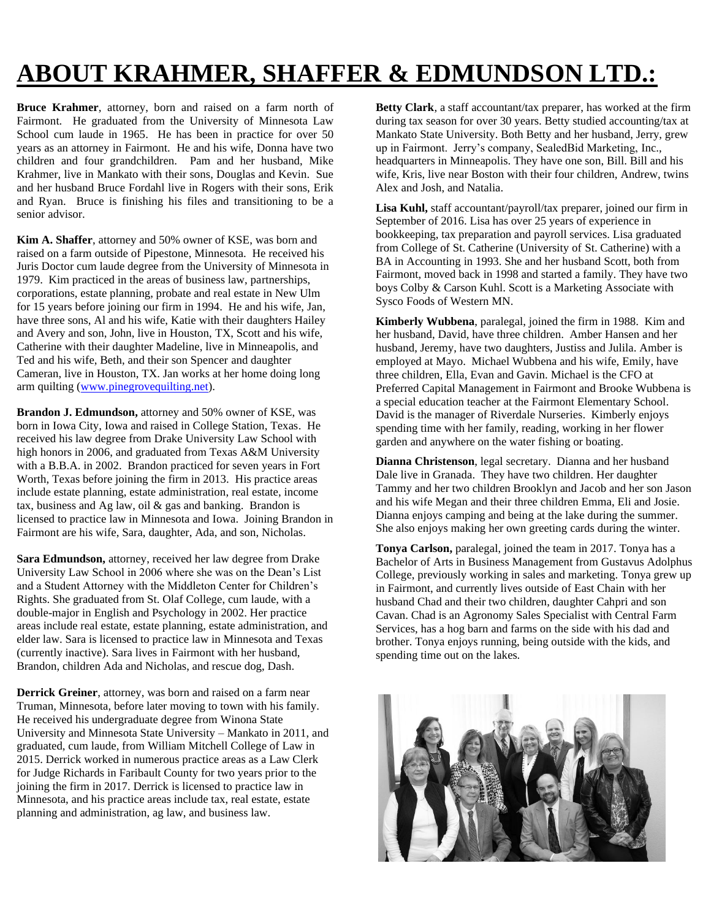# ABOUT KRAHMER, SHAFFER & EDMUNDSON LTD.:

**Bruce Krahmer**, attorney, born and raised on a farm north of Fairmont. He graduated from the University of Minnesota Law School cum laude in 1965. He has been in practice for over 50 years as an attorney in Fairmont. He and his wife, Donna have two children and four grandchildren. Pam and her husband, Mike Krahmer, live in Mankato with their sons, Douglas and Kevin. Sue and her husband Bruce Fordahl live in Rogers with their sons, Erik and Ryan. Bruce is finishing his files and transitioning to be a senior advisor.

**Kim A. Shaffer**, attorney and 50% owner of KSE, was born and raised on a farm outside of Pipestone, Minnesota. He received his Juris Doctor cum laude degree from the University of Minnesota in 1979. Kim practiced in the areas of business law, partnerships, corporations, estate planning, probate and real estate in New Ulm for 15 years before joining our firm in 1994. He and his wife, Jan, have three sons, Al and his wife, Katie with their daughters Hailey and Avery and son, John, live in Houston, TX, Scott and his wife, Catherine with their daughter Madeline, live in Minneapolis, and Ted and his wife, Beth, and their son Spencer and daughter Cameran, live in Houston, TX. Jan works at her home doing long arm quilting (www.pinegrovequilting.net).

**Brandon J. Edmundson,** attorney and 50% owner of KSE, was born in Iowa City, Iowa and raised in College Station, Texas. He received his law degree from Drake University Law School with high honors in 2006, and graduated from Texas A&M University with a B.B.A. in 2002. Brandon practiced for seven years in Fort Worth, Texas before joining the firm in 2013. His practice areas include estate planning, estate administration, real estate, income tax, business and Ag law, oil & gas and banking. Brandon is licensed to practice law in Minnesota and Iowa. Joining Brandon in Fairmont are his wife, Sara, daughter, Ada, and son, Nicholas.

**Sara Edmundson,** attorney, received her law degree from Drake University Law School in 2006 where she was on the Dean's List and a Student Attorney with the Middleton Center for Children's Rights. She graduated from St. Olaf College, cum laude, with a double-major in English and Psychology in 2002. Her practice areas include real estate, estate planning, estate administration, and elder law. Sara is licensed to practice law in Minnesota and Texas (currently inactive). Sara lives in Fairmont with her husband, Brandon, children Ada and Nicholas, and rescue dog, Dash.

**Derrick Greiner**, attorney, was born and raised on a farm near Truman, Minnesota, before later moving to town with his family. He received his undergraduate degree from Winona State University and Minnesota State University – Mankato in 2011, and graduated, cum laude, from William Mitchell College of Law in 2015. Derrick worked in numerous practice areas as a Law Clerk for Judge Richards in Faribault County for two years prior to the joining the firm in 2017. Derrick is licensed to practice law in Minnesota, and his practice areas include tax, real estate, estate planning and administration, ag law, and business law.

**Betty Clark**, a staff accountant/tax preparer, has worked at the firm during tax season for over 30 years. Betty studied accounting/tax at Mankato State University. Both Betty and her husband, Jerry, grew up in Fairmont. Jerry's company, SealedBid Marketing, Inc., headquarters in Minneapolis. They have one son, Bill. Bill and his wife, Kris, live near Boston with their four children, Andrew, twins Alex and Josh, and Natalia.

**Lisa Kuhl,** staff accountant/payroll/tax preparer, joined our firm in September of 2016. Lisa has over 25 years of experience in bookkeeping, tax preparation and payroll services. Lisa graduated from College of St. Catherine (University of St. Catherine) with a BA in Accounting in 1993. She and her husband Scott, both from Fairmont, moved back in 1998 and started a family. They have two boys Colby & Carson Kuhl. Scott is a Marketing Associate with Sysco Foods of Western MN.

**Kimberly Wubbena**, paralegal, joined the firm in 1988. Kim and her husband, David, have three children. Amber Hansen and her husband, Jeremy, have two daughters, Justiss and Julila. Amber is employed at Mayo. Michael Wubbena and his wife, Emily, have three children, Ella, Evan and Gavin. Michael is the CFO at Preferred Capital Management in Fairmont and Brooke Wubbena is a special education teacher at the Fairmont Elementary School. David is the manager of Riverdale Nurseries. Kimberly enjoys spending time with her family, reading, working in her flower garden and anywhere on the water fishing or boating.

**Dianna Christenson**, legal secretary. Dianna and her husband Dale live in Granada. They have two children. Her daughter Tammy and her two children Brooklyn and Jacob and her son Jason and his wife Megan and their three children Emma, Eli and Josie. Dianna enjoys camping and being at the lake during the summer. She also enjoys making her own greeting cards during the winter.

**Tonya Carlson,** paralegal, joined the team in 2017. Tonya has a Bachelor of Arts in Business Management from Gustavus Adolphus College, previously working in sales and marketing. Tonya grew up in Fairmont, and currently lives outside of East Chain with her husband Chad and their two children, daughter Cahpri and son Cavan. Chad is an Agronomy Sales Specialist with Central Farm Services, has a hog barn and farms on the side with his dad and brother. Tonya enjoys running, being outside with the kids, and spending time out on the lakes.